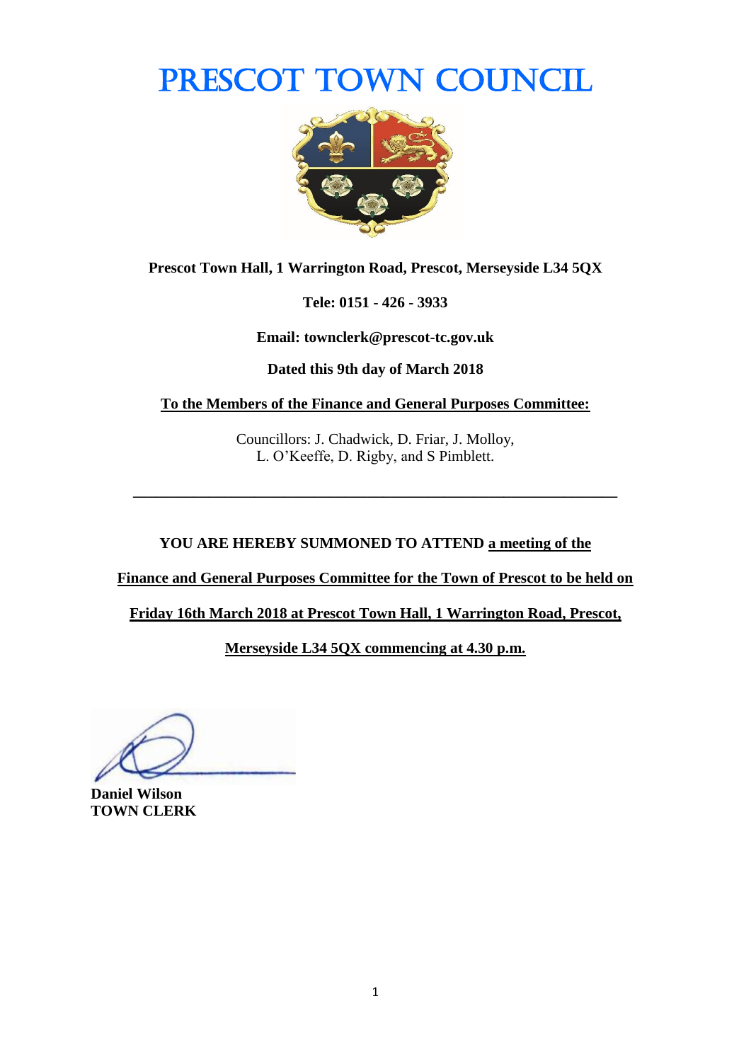# PRESCOT TOWN COUNCIL

**Prescot Town Hall, 1 Warrington Road, Prescot, Merseyside L34 5QX**

**Tele: 0151 - 426 - 3933**

**Email: townclerk@prescot-tc.gov.uk**

**Dated this 9th day of March 2018**

**To the Members of the Finance and General Purposes Committee:**

Councillors: J. Chadwick, D. Friar, J. Molloy,
L. O'Keeffe, D. Rigby, and S Pimblett.

---

**YOU ARE HEREBY SUMMONED TO ATTEND a meeting of the Finance and General Purposes Committee for the Town of Prescot to be held on Friday 16th March 2018 at Prescot Town Hall, 1 Warrington Road, Prescot, Merseyside L34 5QX commencing at 4.30 p.m.**

**Daniel Wilson**
**TOWN CLERK**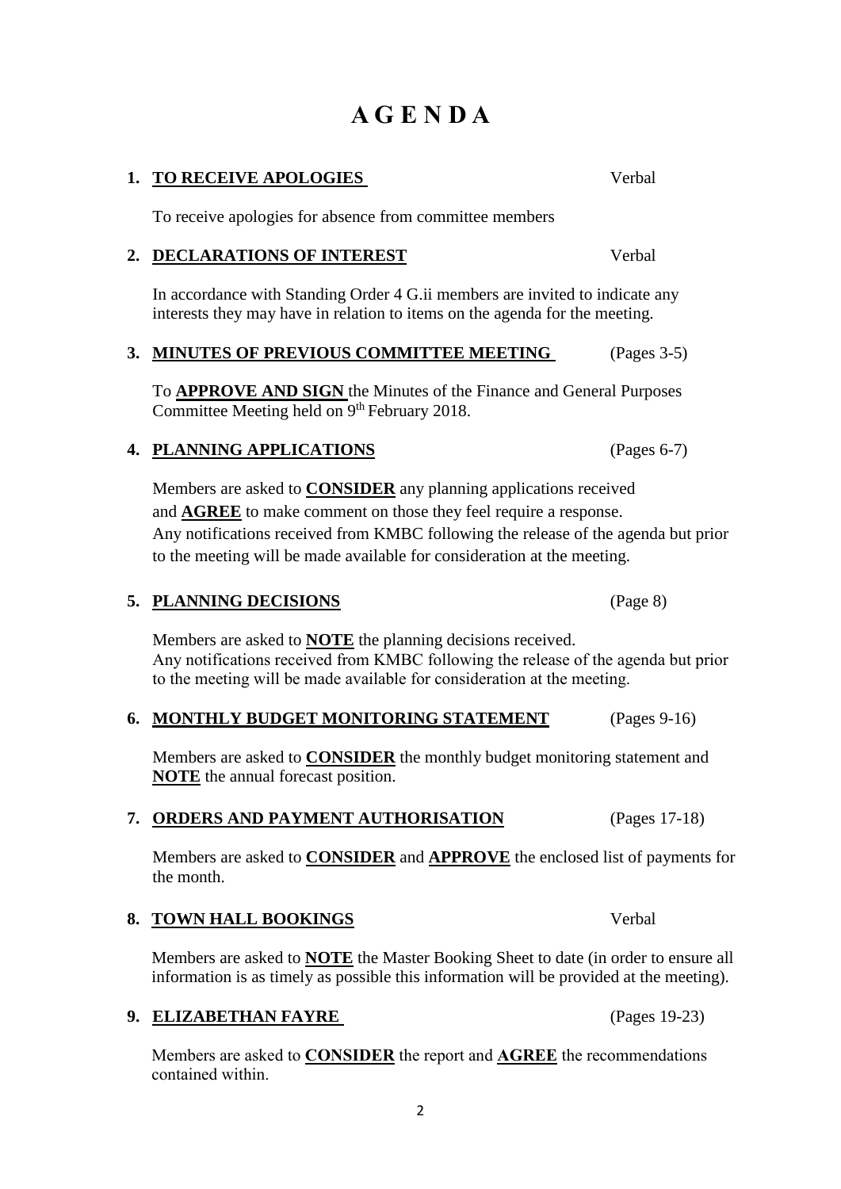# AGENDA

**1. TO RECEIVE APOLOGIES** Verbal

To receive apologies for absence from committee members

**2. DECLARATIONS OF INTEREST** Verbal

In accordance with Standing Order 4 G.ii members are invited to indicate any interests they may have in relation to items on the agenda for the meeting.

**3. MINUTES OF PREVIOUS COMMITTEE MEETING** (Pages 3-5)

To **APPROVE AND SIGN** the Minutes of the Finance and General Purposes Committee Meeting held on 9th February 2018.

**4. PLANNING APPLICATIONS** (Pages 6-7)

Members are asked to **CONSIDER** any planning applications received and **AGREE** to make comment on those they feel require a response. Any notifications received from KMBC following the release of the agenda but prior to the meeting will be made available for consideration at the meeting.

**5. PLANNING DECISIONS** (Page 8)

Members are asked to **NOTE** the planning decisions received. Any notifications received from KMBC following the release of the agenda but prior to the meeting will be made available for consideration at the meeting.

**6. MONTHLY BUDGET MONITORING STATEMENT** (Pages 9-16)

Members are asked to **CONSIDER** the monthly budget monitoring statement and **NOTE** the annual forecast position.

**7. ORDERS AND PAYMENT AUTHORISATION** (Pages 17-18)

Members are asked to **CONSIDER** and **APPROVE** the enclosed list of payments for the month.

**8. TOWN HALL BOOKINGS** Verbal

Members are asked to **NOTE** the Master Booking Sheet to date (in order to ensure all information is as timely as possible this information will be provided at the meeting).

**9. ELIZABETHAN FAYRE** (Pages 19-23)

Members are asked to **CONSIDER** the report and **AGREE** the recommendations contained within.